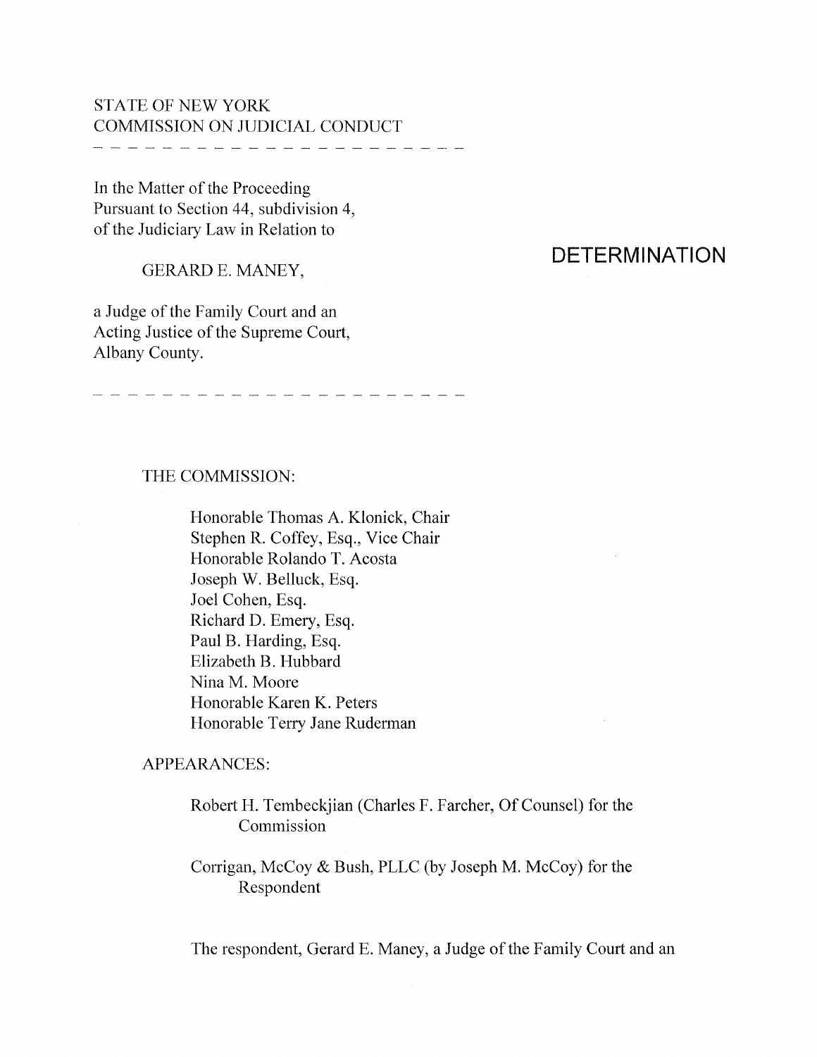STATE OF NEW YORK
COMMISSION ON JUDICIAL CONDUCT

---

In the Matter of the Proceeding
Pursuant to Section 44, subdivision 4,
of the Judiciary Law in Relation to

GERARD E. MANEY,

a Judge of the Family Court and an
Acting Justice of the Supreme Court,
Albany County.

---

# DETERMINATION

THE COMMISSION:

Honorable Thomas A. Klonick, Chair
Stephen R. Coffey, Esq., Vice Chair
Honorable Rolando T. Acosta
Joseph W. Belluck, Esq.
Joel Cohen, Esq.
Richard D. Emery, Esq.
Paul B. Harding, Esq.
Elizabeth B. Hubbard
Nina M. Moore
Honorable Karen K. Peters
Honorable Terry Jane Ruderman

APPEARANCES:

Robert H. Tembeckjian (Charles F. Farcher, Of Counsel) for the Commission

Corrigan, McCoy & Bush, PLLC (by Joseph M. McCoy) for the Respondent

The respondent, Gerard E. Maney, a Judge of the Family Court and an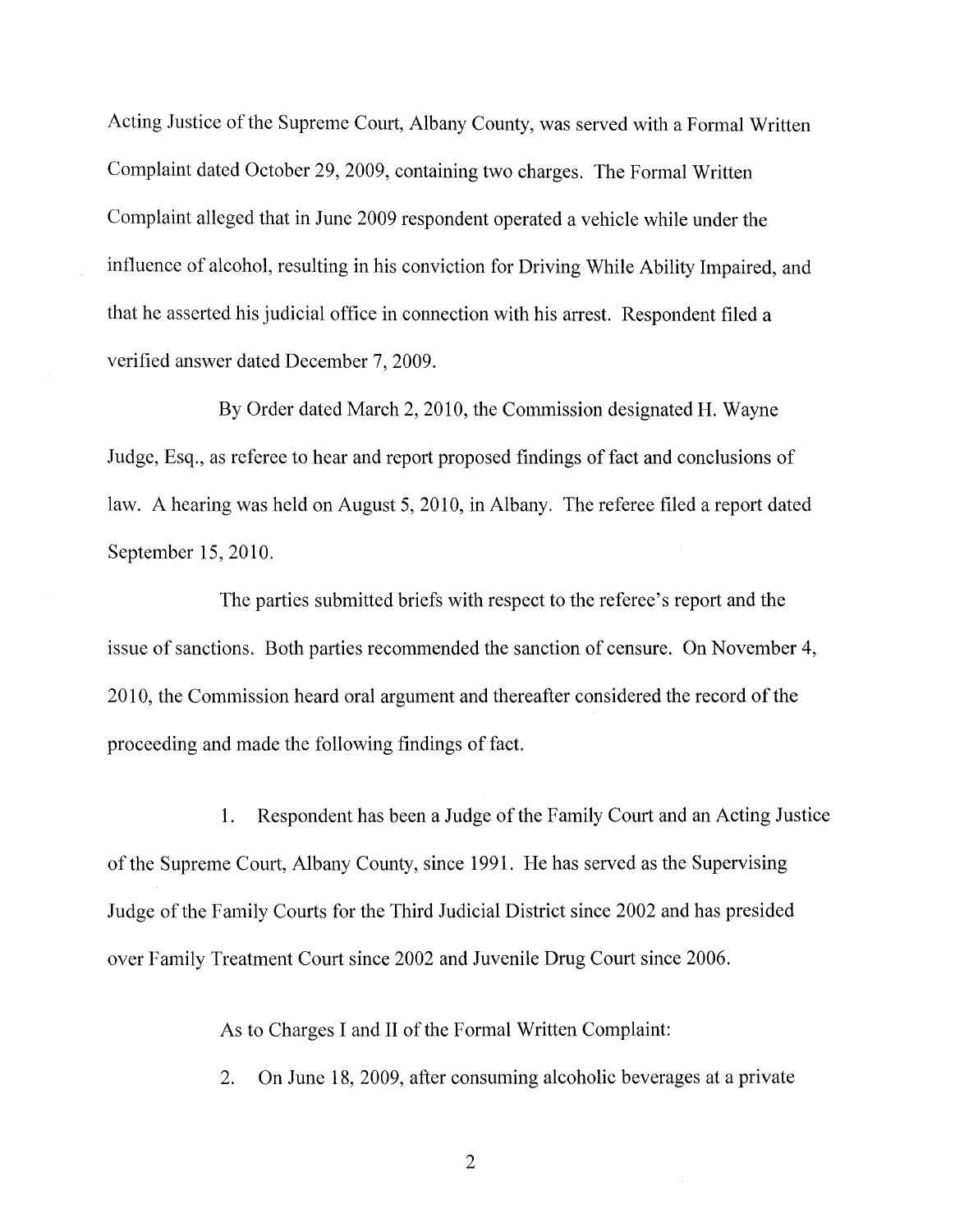Acting Justice of the Supreme Court, Albany County, was served with a Formal Written Complaint dated October 29, 2009, containing two charges. The Formal Written Complaint alleged that in June 2009 respondent operated a vehicle while under the influence of alcohol, resulting in his conviction for Driving While Ability Impaired, and that he asserted his judicial office in connection with his arrest. Respondent filed a verified answer dated December 7, 2009.

By Order dated March 2, 2010, the Commission designated H. Wayne Judge, Esq., as referee to hear and report proposed findings of fact and conclusions of law. A hearing was held on August 5, 2010, in Albany. The referee filed a report dated September 15, 2010.

The parties submitted briefs with respect to the referee's report and the issue of sanctions. Both parties recommended the sanction of censure. On November 4, 2010, the Commission heard oral argument and thereafter considered the record of the proceeding and made the following findings of fact.

1. Respondent has been a Judge of the Family Court and an Acting Justice of the Supreme Court, Albany County, since 1991. He has served as the Supervising Judge of the Family Courts for the Third Judicial District since 2002 and has presided over Family Treatment Court since 2002 and Juvenile Drug Court since 2006.

As to Charges I and II of the Formal Written Complaint:

2. On June 18, 2009, after consuming alcoholic beverages at a private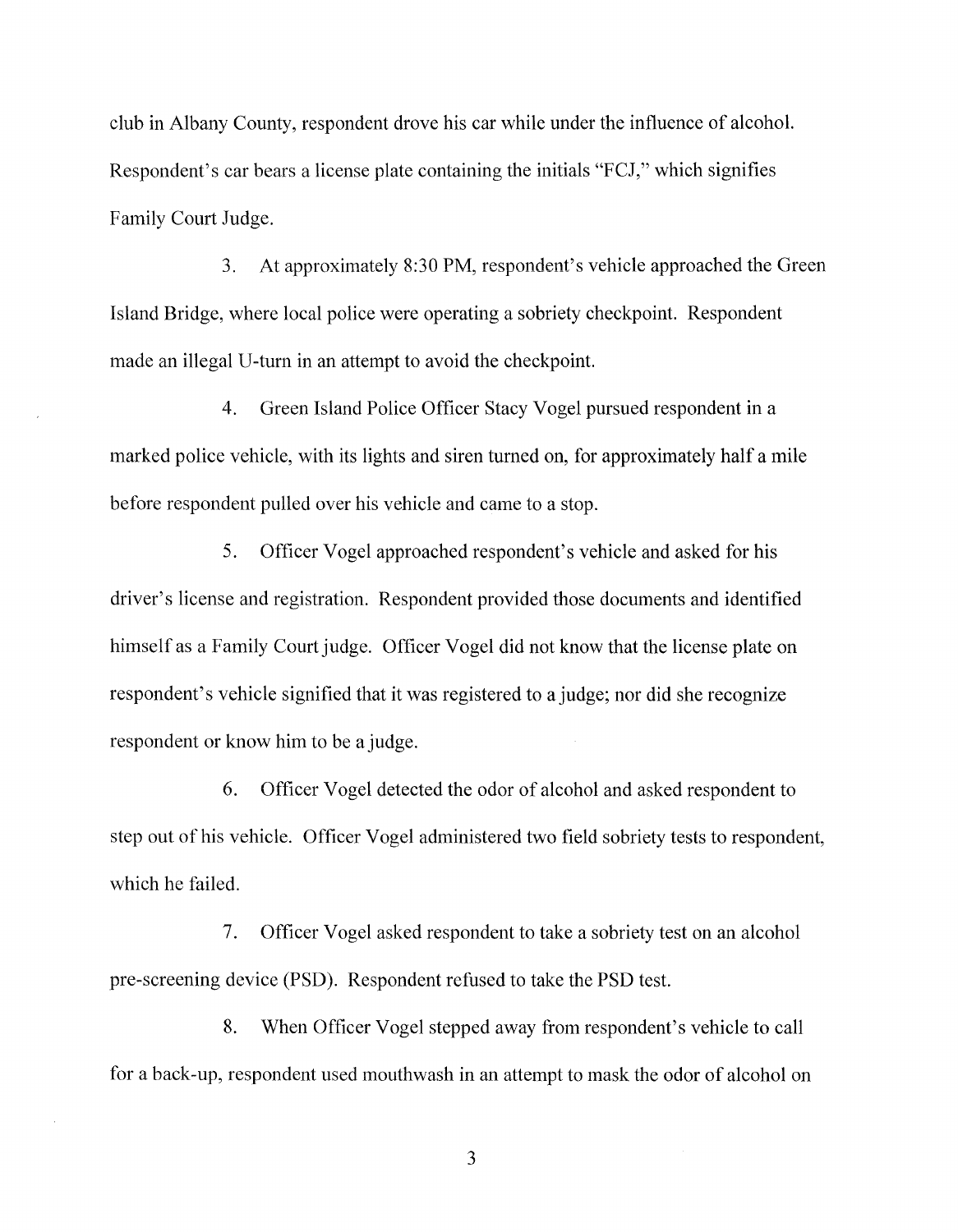club in Albany County, respondent drove his car while under the influence of alcohol. Respondent's car bears a license plate containing the initials "FCJ," which signifies Family Court Judge.

3. At approximately 8:30 PM, respondent's vehicle approached the Green Island Bridge, where local police were operating a sobriety checkpoint. Respondent made an illegal U-turn in an attempt to avoid the checkpoint.

4. Green Island Police Officer Stacy Vogel pursued respondent in a marked police vehicle, with its lights and siren turned on, for approximately half a mile before respondent pulled over his vehicle and came to a stop.

5. Officer Vogel approached respondent's vehicle and asked for his driver's license and registration. Respondent provided those documents and identified himself as a Family Court judge. Officer Vogel did not know that the license plate on respondent's vehicle signified that it was registered to a judge; nor did she recognize respondent or know him to be a judge.

6. Officer Vogel detected the odor of alcohol and asked respondent to step out of his vehicle. Officer Vogel administered two field sobriety tests to respondent, which he failed.

7. Officer Vogel asked respondent to take a sobriety test on an alcohol pre-screening device (PSD). Respondent refused to take the PSD test.

8. When Officer Vogel stepped away from respondent's vehicle to call for a back-up, respondent used mouthwash in an attempt to mask the odor of alcohol on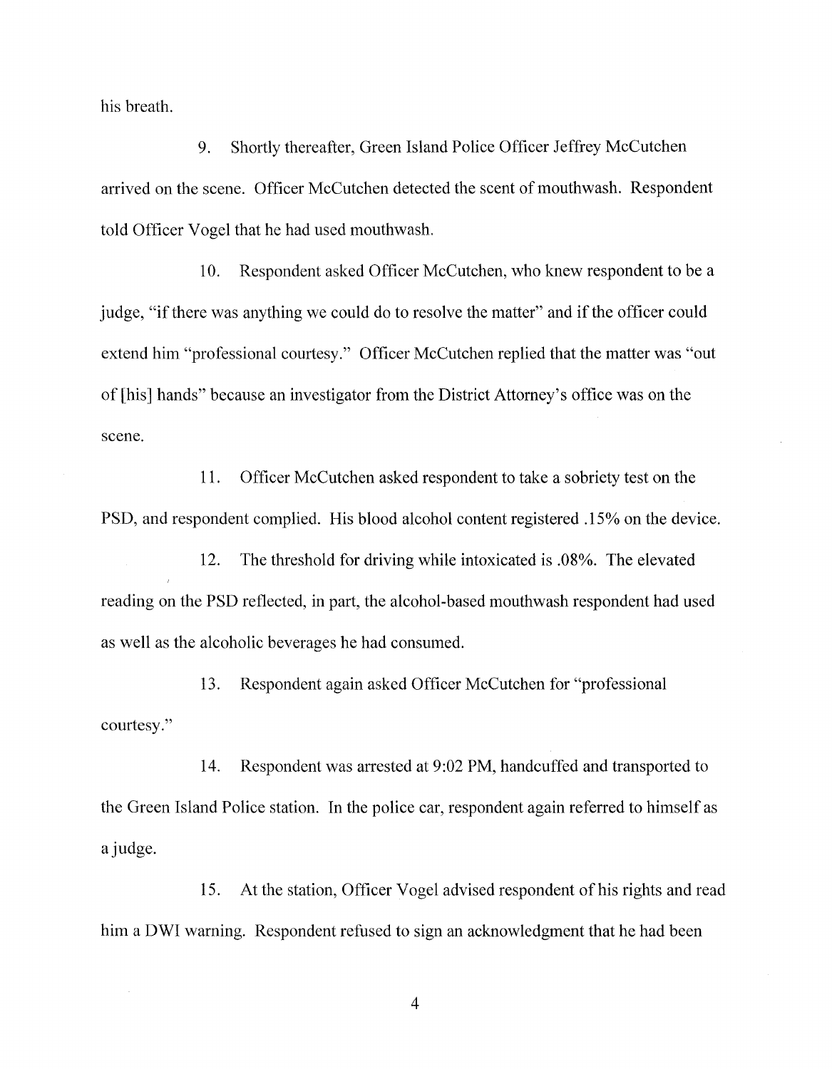his breath.

9. Shortly thereafter, Green Island Police Officer Jeffrey McCutchen arrived on the scene. Officer McCutchen detected the scent of mouthwash. Respondent told Officer Vogel that he had used mouthwash.

10. Respondent asked Officer McCutchen, who knew respondent to be a judge, "if there was anything we could do to resolve the matter" and if the officer could extend him "professional courtesy." Officer McCutchen replied that the matter was "out of [his] hands" because an investigator from the District Attorney's office was on the scene.

11. Officer McCutchen asked respondent to take a sobriety test on the PSD, and respondent complied. His blood alcohol content registered .15% on the device.

12. The threshold for driving while intoxicated is .08%. The elevated reading on the PSD reflected, in part, the alcohol-based mouthwash respondent had used as well as the alcoholic beverages he had consumed.

13. Respondent again asked Officer McCutchen for "professional courtesy."

14. Respondent was arrested at 9:02 PM, handcuffed and transported to the Green Island Police station. In the police car, respondent again referred to himself as a judge.

15. At the station, Officer Vogel advised respondent of his rights and read him a DWI warning. Respondent refused to sign an acknowledgment that he had been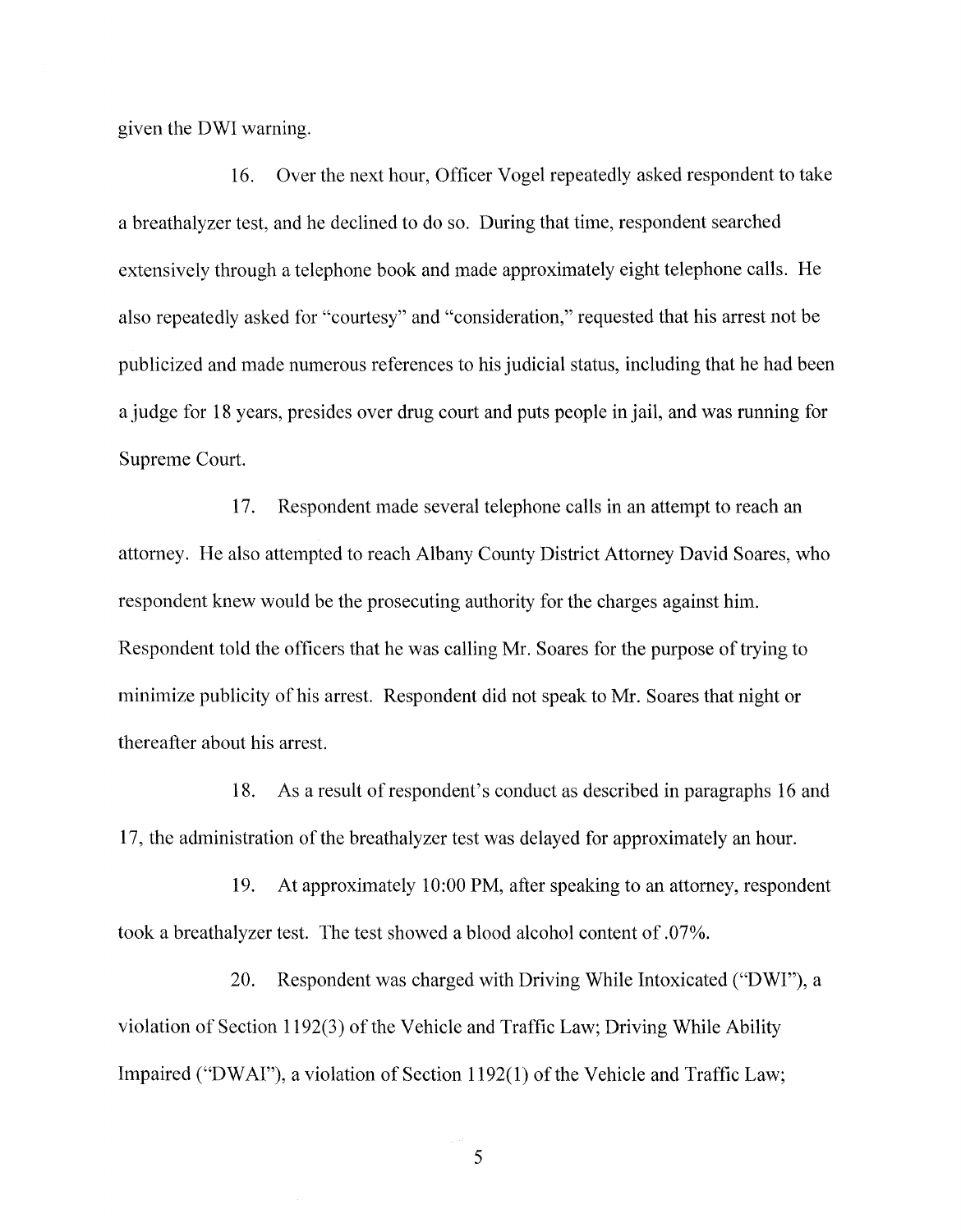given the DWI warning.

16. Over the next hour, Officer Vogel repeatedly asked respondent to take a breathalyzer test, and he declined to do so. During that time, respondent searched extensively through a telephone book and made approximately eight telephone calls. He also repeatedly asked for "courtesy" and "consideration," requested that his arrest not be publicized and made numerous references to his judicial status, including that he had been a judge for 18 years, presides over drug court and puts people in jail, and was running for Supreme Court.

17. Respondent made several telephone calls in an attempt to reach an attorney. He also attempted to reach Albany County District Attorney David Soares, who respondent knew would be the prosecuting authority for the charges against him. Respondent told the officers that he was calling Mr. Soares for the purpose of trying to minimize publicity of his arrest. Respondent did not speak to Mr. Soares that night or thereafter about his arrest.

18. As a result of respondent's conduct as described in paragraphs 16 and 17, the administration of the breathalyzer test was delayed for approximately an hour.

19. At approximately 10:00 PM, after speaking to an attorney, respondent took a breathalyzer test. The test showed a blood alcohol content of .07%.

20. Respondent was charged with Driving While Intoxicated ("DWI"), a violation of Section 1192(3) of the Vehicle and Traffic Law; Driving While Ability Impaired ("DWAI"), a violation of Section 1192(1) of the Vehicle and Traffic Law;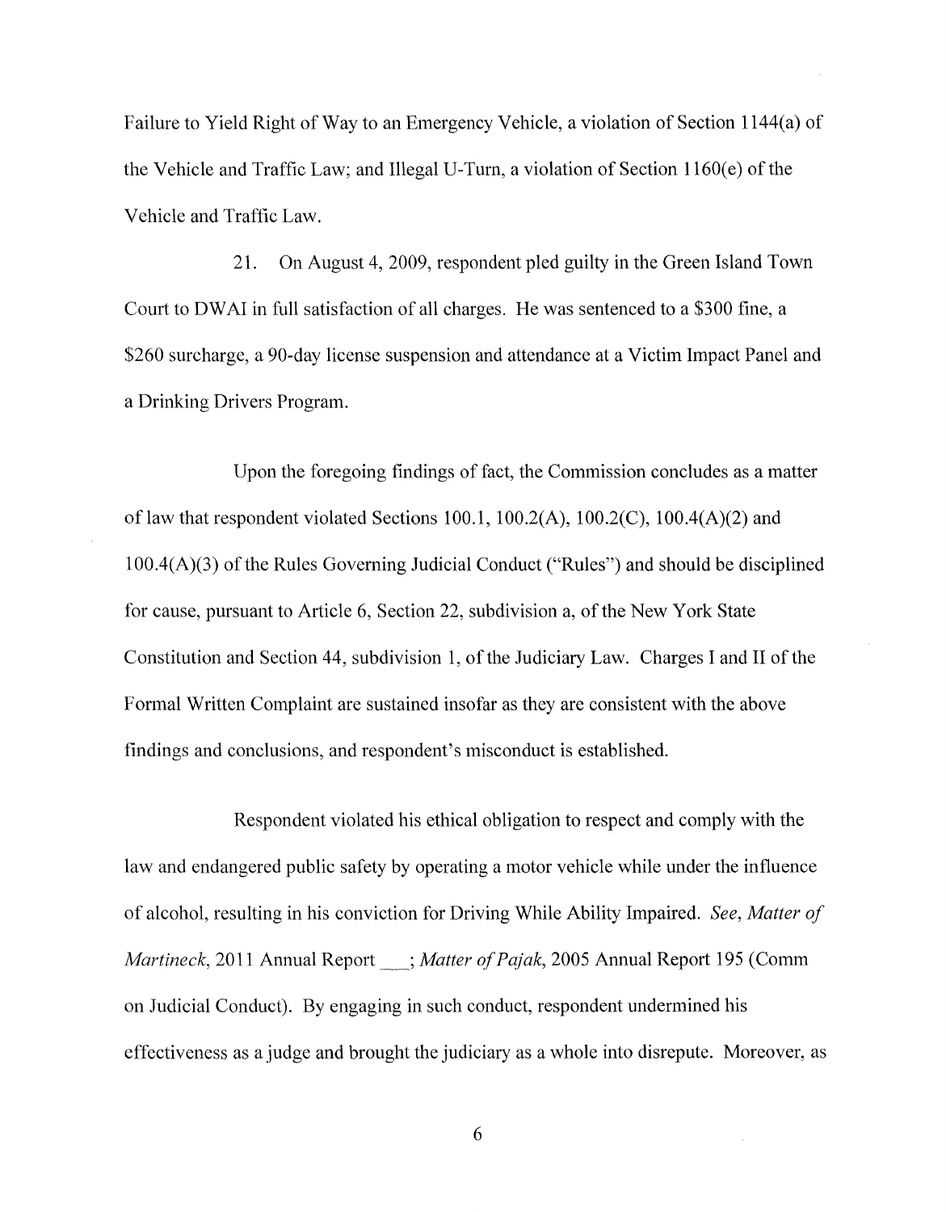Failure to Yield Right of Way to an Emergency Vehicle, a violation of Section 1144(a) of the Vehicle and Traffic Law; and Illegal U-Turn, a violation of Section 1160(e) of the Vehicle and Traffic Law.

21. On August 4, 2009, respondent pled guilty in the Green Island Town Court to DWAI in full satisfaction of all charges. He was sentenced to a $300 fine, a $260 surcharge, a 90-day license suspension and attendance at a Victim Impact Panel and a Drinking Drivers Program.

Upon the foregoing findings of fact, the Commission concludes as a matter of law that respondent violated Sections 100.1, 100.2(A), 100.2(C), 100.4(A)(2) and 100.4(A)(3) of the Rules Governing Judicial Conduct ("Rules") and should be disciplined for cause, pursuant to Article 6, Section 22, subdivision a, of the New York State Constitution and Section 44, subdivision 1, of the Judiciary Law. Charges I and II of the Formal Written Complaint are sustained insofar as they are consistent with the above findings and conclusions, and respondent's misconduct is established.

Respondent violated his ethical obligation to respect and comply with the law and endangered public safety by operating a motor vehicle while under the influence of alcohol, resulting in his conviction for Driving While Ability Impaired. *See*, *Matter of Martineck*, 2011 Annual Report ___; *Matter of Pajak*, 2005 Annual Report 195 (Comm on Judicial Conduct). By engaging in such conduct, respondent undermined his effectiveness as a judge and brought the judiciary as a whole into disrepute. Moreover, as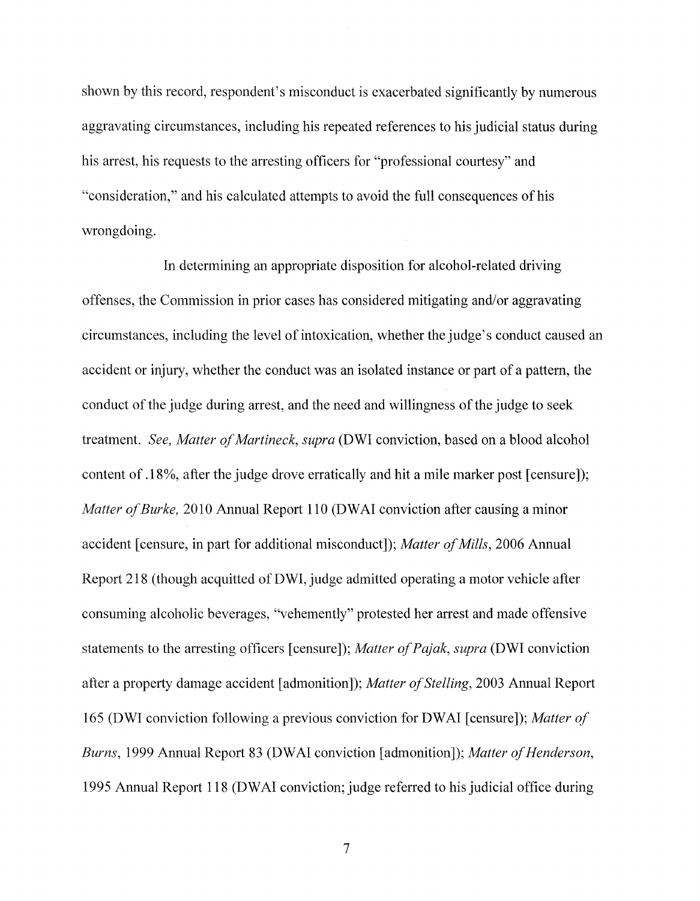shown by this record, respondent's misconduct is exacerbated significantly by numerous aggravating circumstances, including his repeated references to his judicial status during his arrest, his requests to the arresting officers for "professional courtesy" and "consideration," and his calculated attempts to avoid the full consequences of his wrongdoing.

In determining an appropriate disposition for alcohol-related driving offenses, the Commission in prior cases has considered mitigating and/or aggravating circumstances, including the level of intoxication, whether the judge's conduct caused an accident or injury, whether the conduct was an isolated instance or part of a pattern, the conduct of the judge during arrest, and the need and willingness of the judge to seek treatment. *See, Matter of Martineck, supra* (DWI conviction, based on a blood alcohol content of .18%, after the judge drove erratically and hit a mile marker post [censure]); *Matter of Burke,* 2010 Annual Report 110 (DWAI conviction after causing a minor accident [censure, in part for additional misconduct]); *Matter of Mills*, 2006 Annual Report 218 (though acquitted of DWI, judge admitted operating a motor vehicle after consuming alcoholic beverages, "vehemently" protested her arrest and made offensive statements to the arresting officers [censure]); *Matter of Pajak, supra* (DWI conviction after a property damage accident [admonition]); *Matter of Stelling*, 2003 Annual Report 165 (DWI conviction following a previous conviction for DWAI [censure]); *Matter of Burns*, 1999 Annual Report 83 (DWAI conviction [admonition]); *Matter of Henderson*, 1995 Annual Report 118 (DWAI conviction; judge referred to his judicial office during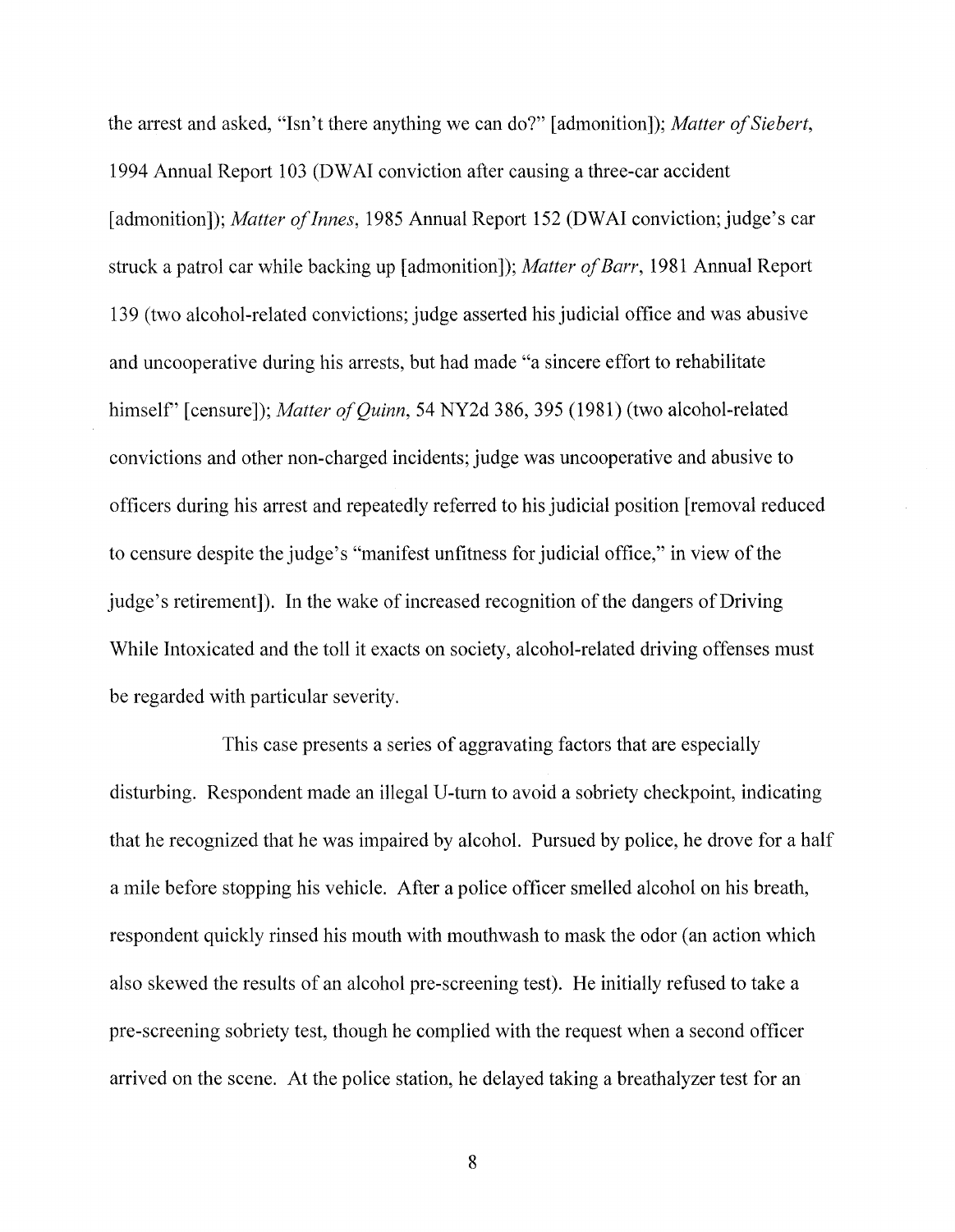the arrest and asked, "Isn't there anything we can do?" [admonition]); *Matter of Siebert*, 1994 Annual Report 103 (DWAI conviction after causing a three-car accident [admonition]); *Matter of Innes*, 1985 Annual Report 152 (DWAI conviction; judge's car struck a patrol car while backing up [admonition]); *Matter of Barr*, 1981 Annual Report 139 (two alcohol-related convictions; judge asserted his judicial office and was abusive and uncooperative during his arrests, but had made "a sincere effort to rehabilitate himself" [censure]); *Matter of Quinn*, 54 NY2d 386, 395 (1981) (two alcohol-related convictions and other non-charged incidents; judge was uncooperative and abusive to officers during his arrest and repeatedly referred to his judicial position [removal reduced to censure despite the judge's "manifest unfitness for judicial office," in view of the judge's retirement]). In the wake of increased recognition of the dangers of Driving While Intoxicated and the toll it exacts on society, alcohol-related driving offenses must be regarded with particular severity.

This case presents a series of aggravating factors that are especially disturbing. Respondent made an illegal U-turn to avoid a sobriety checkpoint, indicating that he recognized that he was impaired by alcohol. Pursued by police, he drove for a half a mile before stopping his vehicle. After a police officer smelled alcohol on his breath, respondent quickly rinsed his mouth with mouthwash to mask the odor (an action which also skewed the results of an alcohol pre-screening test). He initially refused to take a pre-screening sobriety test, though he complied with the request when a second officer arrived on the scene. At the police station, he delayed taking a breathalyzer test for an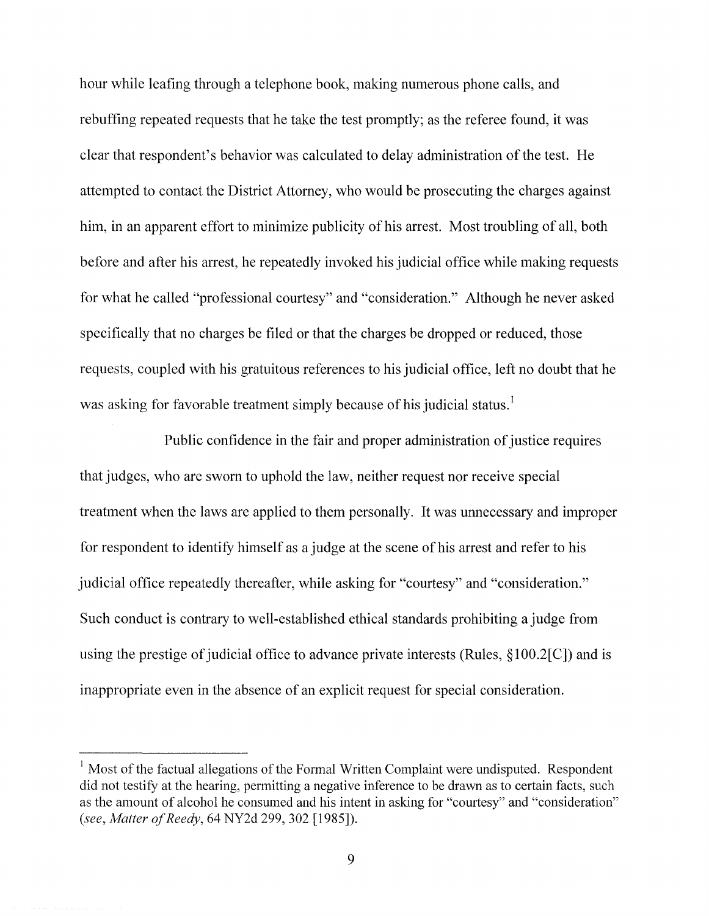hour while leafing through a telephone book, making numerous phone calls, and rebuffing repeated requests that he take the test promptly; as the referee found, it was clear that respondent's behavior was calculated to delay administration of the test. He attempted to contact the District Attorney, who would be prosecuting the charges against him, in an apparent effort to minimize publicity of his arrest. Most troubling of all, both before and after his arrest, he repeatedly invoked his judicial office while making requests for what he called "professional courtesy" and "consideration." Although he never asked specifically that no charges be filed or that the charges be dropped or reduced, those requests, coupled with his gratuitous references to his judicial office, left no doubt that he was asking for favorable treatment simply because of his judicial status.[1]

Public confidence in the fair and proper administration of justice requires that judges, who are sworn to uphold the law, neither request nor receive special treatment when the laws are applied to them personally. It was unnecessary and improper for respondent to identify himself as a judge at the scene of his arrest and refer to his judicial office repeatedly thereafter, while asking for "courtesy" and "consideration." Such conduct is contrary to well-established ethical standards prohibiting a judge from using the prestige of judicial office to advance private interests (Rules, §100.2[C]) and is inappropriate even in the absence of an explicit request for special consideration.

---

[1] Most of the factual allegations of the Formal Written Complaint were undisputed. Respondent did not testify at the hearing, permitting a negative inference to be drawn as to certain facts, such as the amount of alcohol he consumed and his intent in asking for "courtesy" and "consideration" (*see*, *Matter of Reedy*, 64 NY2d 299, 302 [1985]).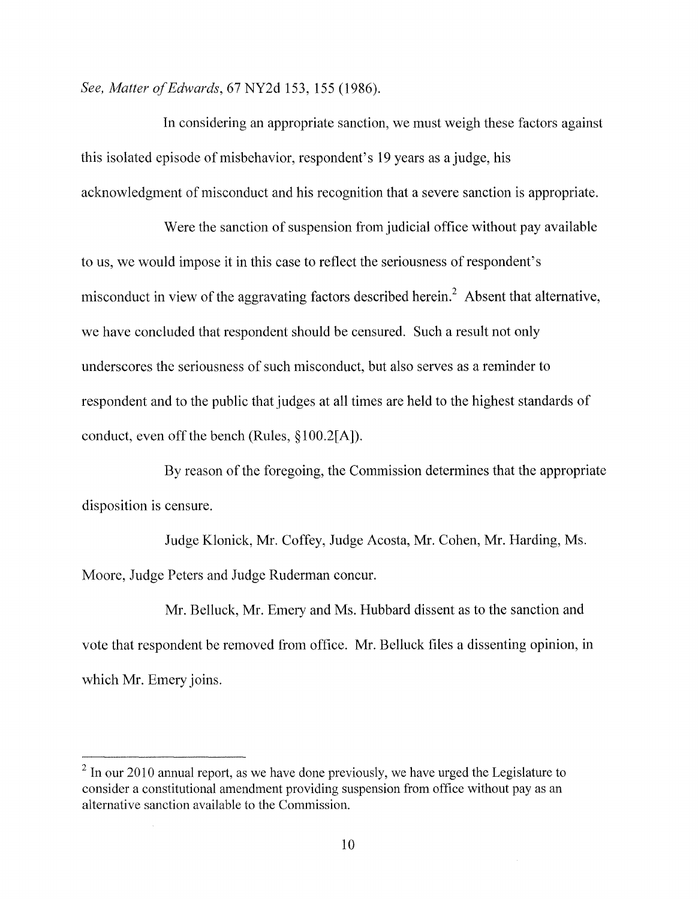*See, Matter of Edwards*, 67 NY2d 153, 155 (1986).

In considering an appropriate sanction, we must weigh these factors against this isolated episode of misbehavior, respondent's 19 years as a judge, his acknowledgment of misconduct and his recognition that a severe sanction is appropriate.

Were the sanction of suspension from judicial office without pay available to us, we would impose it in this case to reflect the seriousness of respondent's misconduct in view of the aggravating factors described herein.[2] Absent that alternative, we have concluded that respondent should be censured. Such a result not only underscores the seriousness of such misconduct, but also serves as a reminder to respondent and to the public that judges at all times are held to the highest standards of conduct, even off the bench (Rules, §100.2[A]).

By reason of the foregoing, the Commission determines that the appropriate disposition is censure.

Judge Klonick, Mr. Coffey, Judge Acosta, Mr. Cohen, Mr. Harding, Ms. Moore, Judge Peters and Judge Ruderman concur.

Mr. Belluck, Mr. Emery and Ms. Hubbard dissent as to the sanction and vote that respondent be removed from office. Mr. Belluck files a dissenting opinion, in which Mr. Emery joins.

---

[2] In our 2010 annual report, as we have done previously, we have urged the Legislature to consider a constitutional amendment providing suspension from office without pay as an alternative sanction available to the Commission.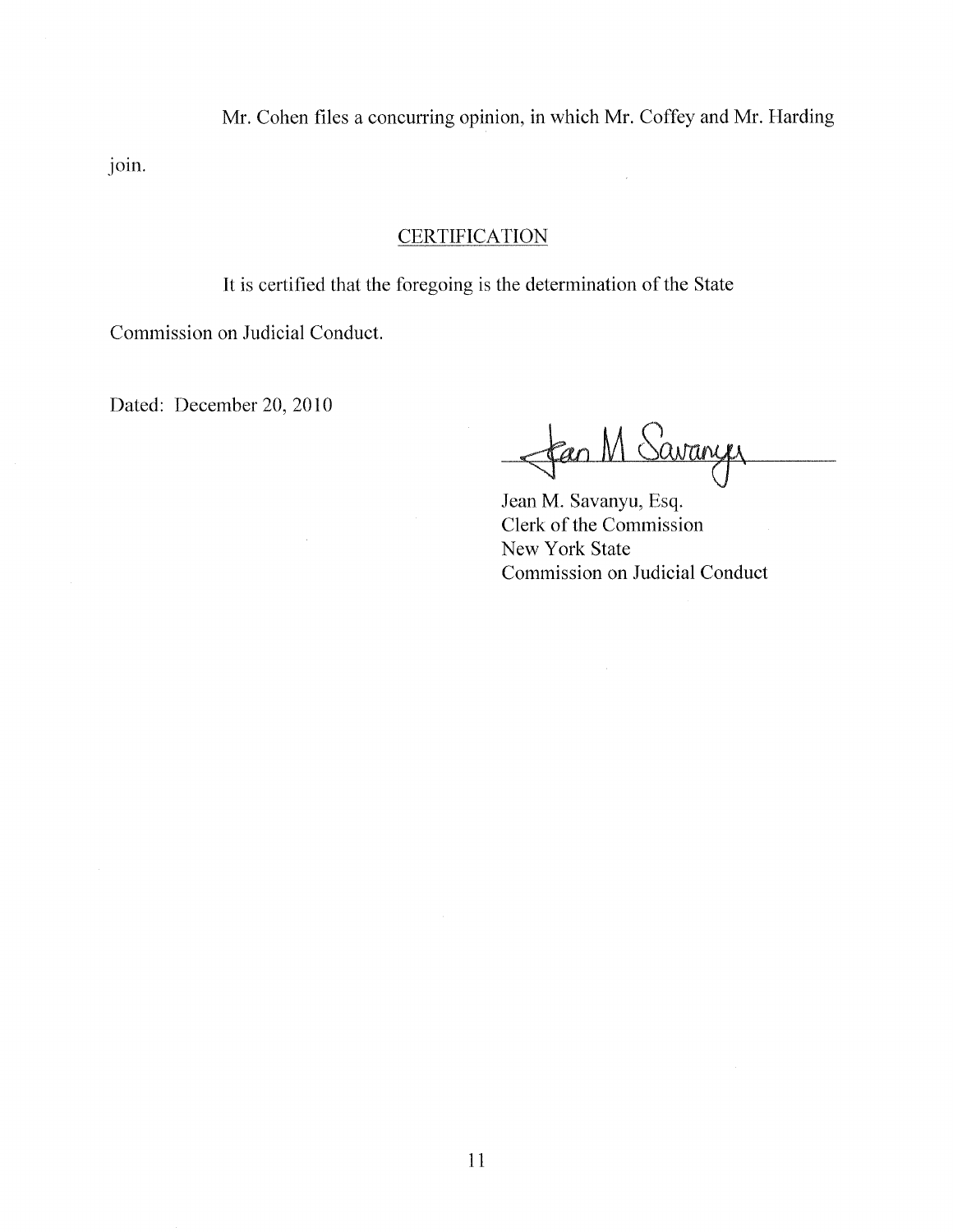Mr. Cohen files a concurring opinion, in which Mr. Coffey and Mr. Harding join.

## CERTIFICATION

It is certified that the foregoing is the determination of the State Commission on Judicial Conduct.

Dated: December 20, 2010

Jean M. Savanyu, Esq.
Clerk of the Commission
New York State
Commission on Judicial Conduct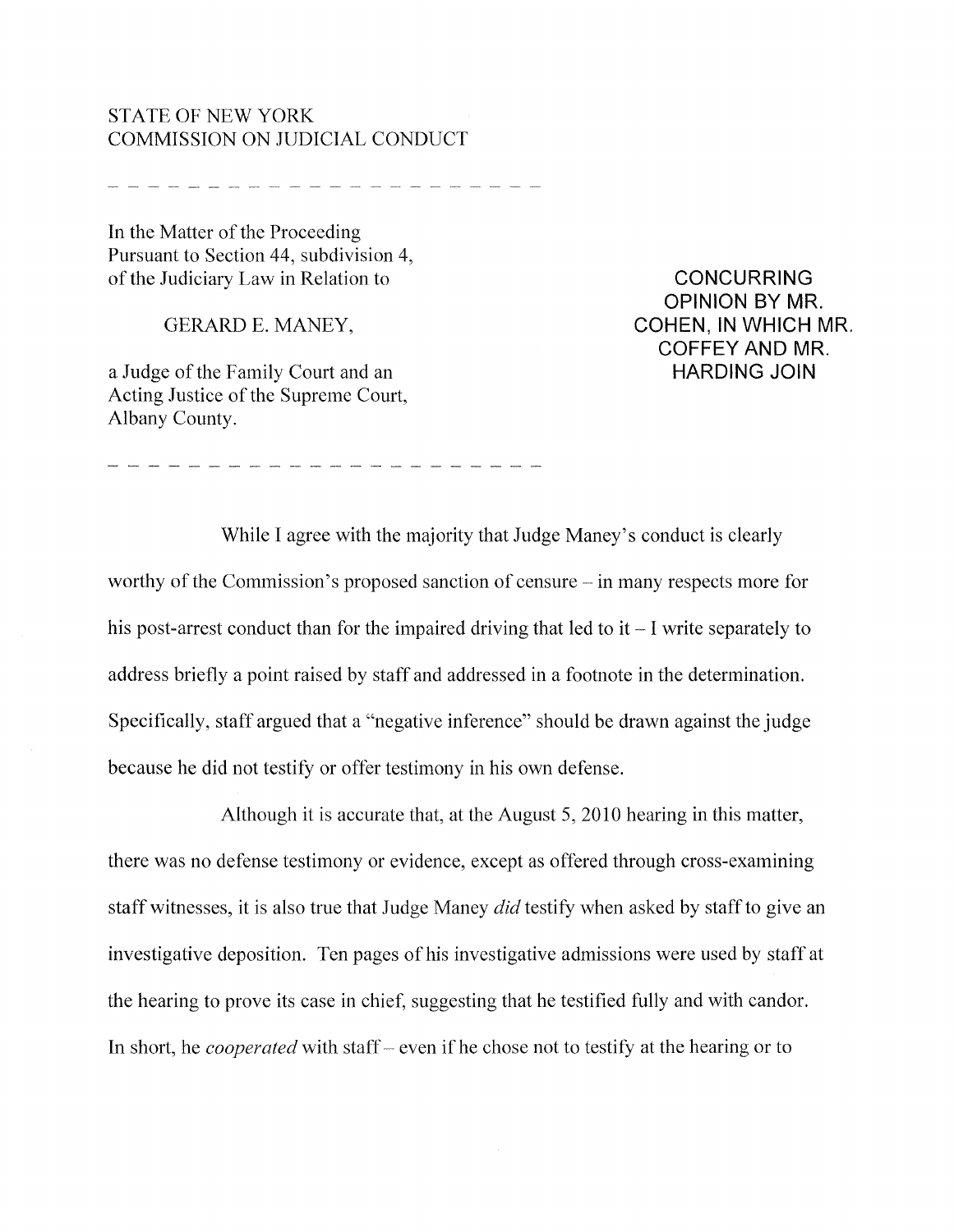STATE OF NEW YORK
COMMISSION ON JUDICIAL CONDUCT

---

In the Matter of the Proceeding Pursuant to Section 44, subdivision 4, of the Judiciary Law in Relation to

GERARD E. MANEY,

a Judge of the Family Court and an Acting Justice of the Supreme Court, Albany County.

**CONCURRING OPINION BY MR. COHEN, IN WHICH MR. COFFEY AND MR. HARDING JOIN**

---

While I agree with the majority that Judge Maney's conduct is clearly worthy of the Commission's proposed sanction of censure – in many respects more for his post-arrest conduct than for the impaired driving that led to it – I write separately to address briefly a point raised by staff and addressed in a footnote in the determination. Specifically, staff argued that a "negative inference" should be drawn against the judge because he did not testify or offer testimony in his own defense.

Although it is accurate that, at the August 5, 2010 hearing in this matter, there was no defense testimony or evidence, except as offered through cross-examining staff witnesses, it is also true that Judge Maney *did* testify when asked by staff to give an investigative deposition. Ten pages of his investigative admissions were used by staff at the hearing to prove its case in chief, suggesting that he testified fully and with candor. In short, he *cooperated* with staff – even if he chose not to testify at the hearing or to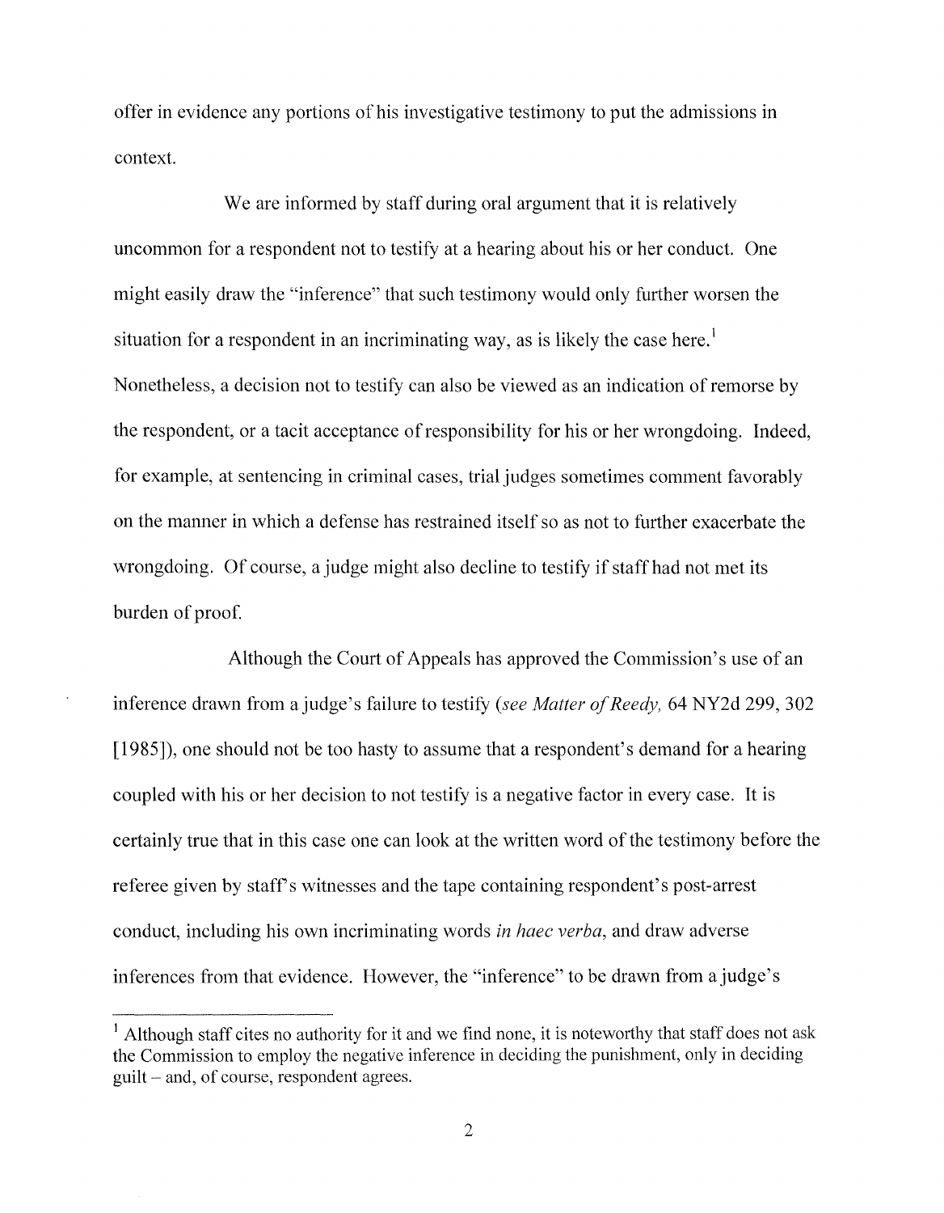offer in evidence any portions of his investigative testimony to put the admissions in context.

We are informed by staff during oral argument that it is relatively uncommon for a respondent not to testify at a hearing about his or her conduct. One might easily draw the "inference" that such testimony would only further worsen the situation for a respondent in an incriminating way, as is likely the case here.[1] Nonetheless, a decision not to testify can also be viewed as an indication of remorse by the respondent, or a tacit acceptance of responsibility for his or her wrongdoing. Indeed, for example, at sentencing in criminal cases, trial judges sometimes comment favorably on the manner in which a defense has restrained itself so as not to further exacerbate the wrongdoing. Of course, a judge might also decline to testify if staff had not met its burden of proof.

Although the Court of Appeals has approved the Commission's use of an inference drawn from a judge's failure to testify (*see Matter of Reedy,* 64 NY2d 299, 302 [1985]), one should not be too hasty to assume that a respondent's demand for a hearing coupled with his or her decision to not testify is a negative factor in every case. It is certainly true that in this case one can look at the written word of the testimony before the referee given by staff's witnesses and the tape containing respondent's post-arrest conduct, including his own incriminating words *in haec verba*, and draw adverse inferences from that evidence. However, the "inference" to be drawn from a judge's

---

[1] Although staff cites no authority for it and we find none, it is noteworthy that staff does not ask the Commission to employ the negative inference in deciding the punishment, only in deciding guilt – and, of course, respondent agrees.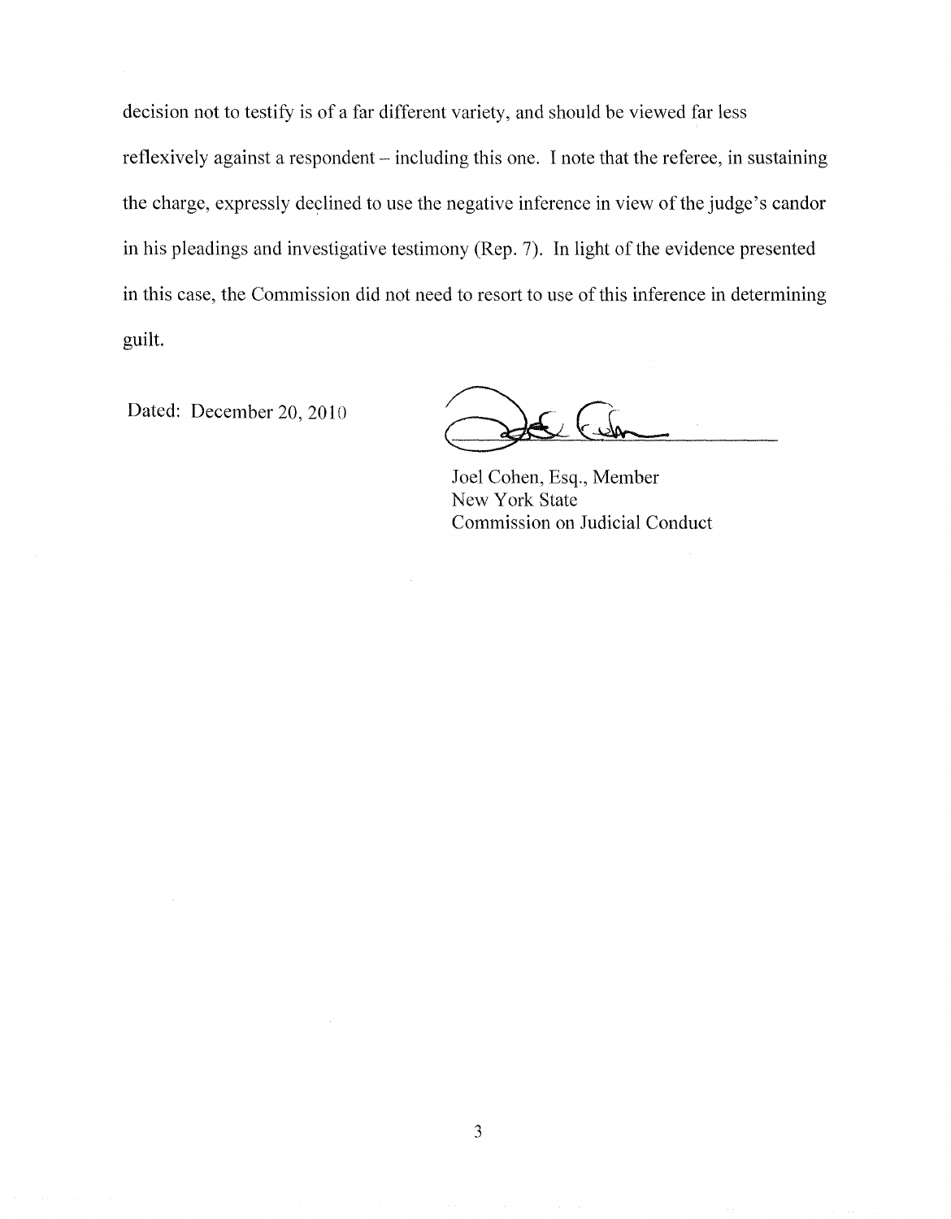decision not to testify is of a far different variety, and should be viewed far less reflexively against a respondent – including this one. I note that the referee, in sustaining the charge, expressly declined to use the negative inference in view of the judge's candor in his pleadings and investigative testimony (Rep. 7). In light of the evidence presented in this case, the Commission did not need to resort to use of this inference in determining guilt.

Dated: December 20, 2010

Joel Cohen, Esq., Member
New York State
Commission on Judicial Conduct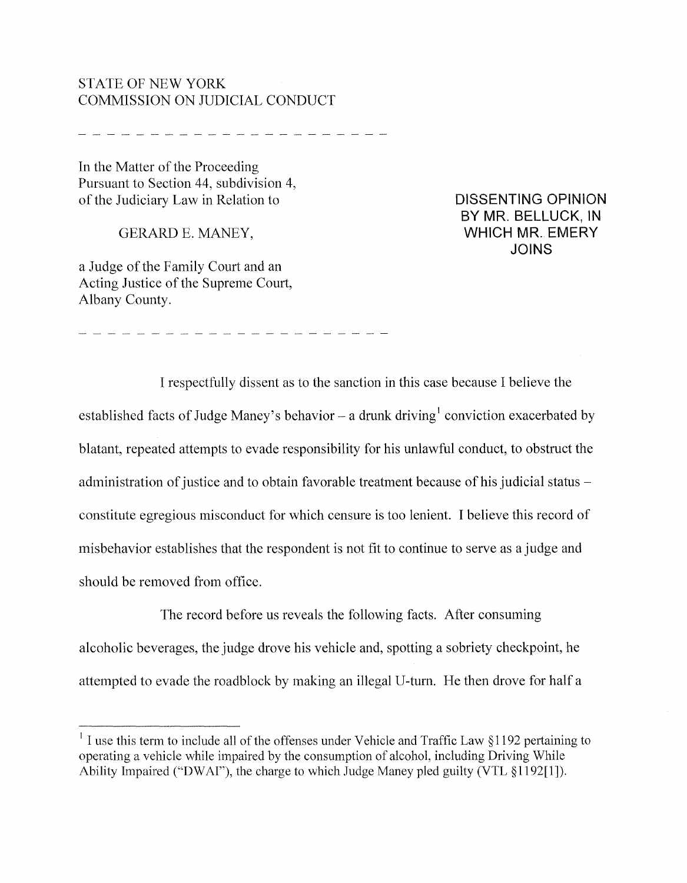STATE OF NEW YORK
COMMISSION ON JUDICIAL CONDUCT

---

In the Matter of the Proceeding
Pursuant to Section 44, subdivision 4,
of the Judiciary Law in Relation to

GERARD E. MANEY,

a Judge of the Family Court and an
Acting Justice of the Supreme Court,
Albany County.

---

**DISSENTING OPINION BY MR. BELLUCK, IN WHICH MR. EMERY JOINS**

I respectfully dissent as to the sanction in this case because I believe the established facts of Judge Maney's behavior – a drunk driving[1] conviction exacerbated by blatant, repeated attempts to evade responsibility for his unlawful conduct, to obstruct the administration of justice and to obtain favorable treatment because of his judicial status – constitute egregious misconduct for which censure is too lenient. I believe this record of misbehavior establishes that the respondent is not fit to continue to serve as a judge and should be removed from office.

The record before us reveals the following facts. After consuming alcoholic beverages, the judge drove his vehicle and, spotting a sobriety checkpoint, he attempted to evade the roadblock by making an illegal U-turn. He then drove for half a

---

[1] I use this term to include all of the offenses under Vehicle and Traffic Law §1192 pertaining to operating a vehicle while impaired by the consumption of alcohol, including Driving While Ability Impaired ("DWAI"), the charge to which Judge Maney pled guilty (VTL §1192[1]).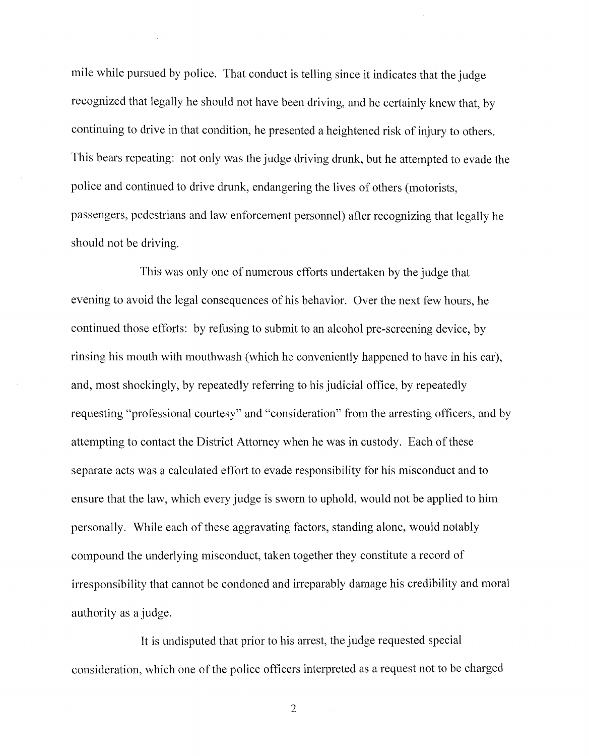mile while pursued by police. That conduct is telling since it indicates that the judge recognized that legally he should not have been driving, and he certainly knew that, by continuing to drive in that condition, he presented a heightened risk of injury to others. This bears repeating: not only was the judge driving drunk, but he attempted to evade the police and continued to drive drunk, endangering the lives of others (motorists, passengers, pedestrians and law enforcement personnel) after recognizing that legally he should not be driving.

This was only one of numerous efforts undertaken by the judge that evening to avoid the legal consequences of his behavior. Over the next few hours, he continued those efforts: by refusing to submit to an alcohol pre-screening device, by rinsing his mouth with mouthwash (which he conveniently happened to have in his car), and, most shockingly, by repeatedly referring to his judicial office, by repeatedly requesting "professional courtesy" and "consideration" from the arresting officers, and by attempting to contact the District Attorney when he was in custody. Each of these separate acts was a calculated effort to evade responsibility for his misconduct and to ensure that the law, which every judge is sworn to uphold, would not be applied to him personally. While each of these aggravating factors, standing alone, would notably compound the underlying misconduct, taken together they constitute a record of irresponsibility that cannot be condoned and irreparably damage his credibility and moral authority as a judge.

It is undisputed that prior to his arrest, the judge requested special consideration, which one of the police officers interpreted as a request not to be charged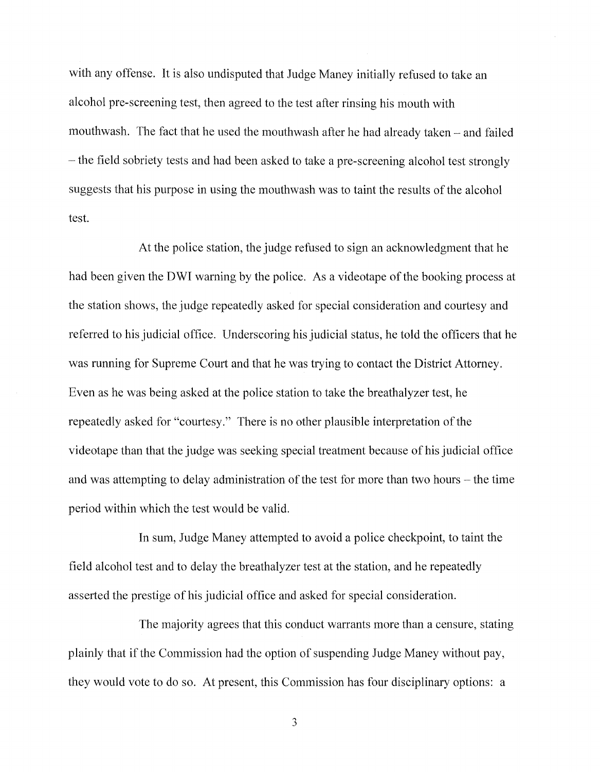with any offense. It is also undisputed that Judge Maney initially refused to take an alcohol pre-screening test, then agreed to the test after rinsing his mouth with mouthwash. The fact that he used the mouthwash after he had already taken – and failed – the field sobriety tests and had been asked to take a pre-screening alcohol test strongly suggests that his purpose in using the mouthwash was to taint the results of the alcohol test.

At the police station, the judge refused to sign an acknowledgment that he had been given the DWI warning by the police. As a videotape of the booking process at the station shows, the judge repeatedly asked for special consideration and courtesy and referred to his judicial office. Underscoring his judicial status, he told the officers that he was running for Supreme Court and that he was trying to contact the District Attorney. Even as he was being asked at the police station to take the breathalyzer test, he repeatedly asked for "courtesy." There is no other plausible interpretation of the videotape than that the judge was seeking special treatment because of his judicial office and was attempting to delay administration of the test for more than two hours – the time period within which the test would be valid.

In sum, Judge Maney attempted to avoid a police checkpoint, to taint the field alcohol test and to delay the breathalyzer test at the station, and he repeatedly asserted the prestige of his judicial office and asked for special consideration.

The majority agrees that this conduct warrants more than a censure, stating plainly that if the Commission had the option of suspending Judge Maney without pay, they would vote to do so. At present, this Commission has four disciplinary options: a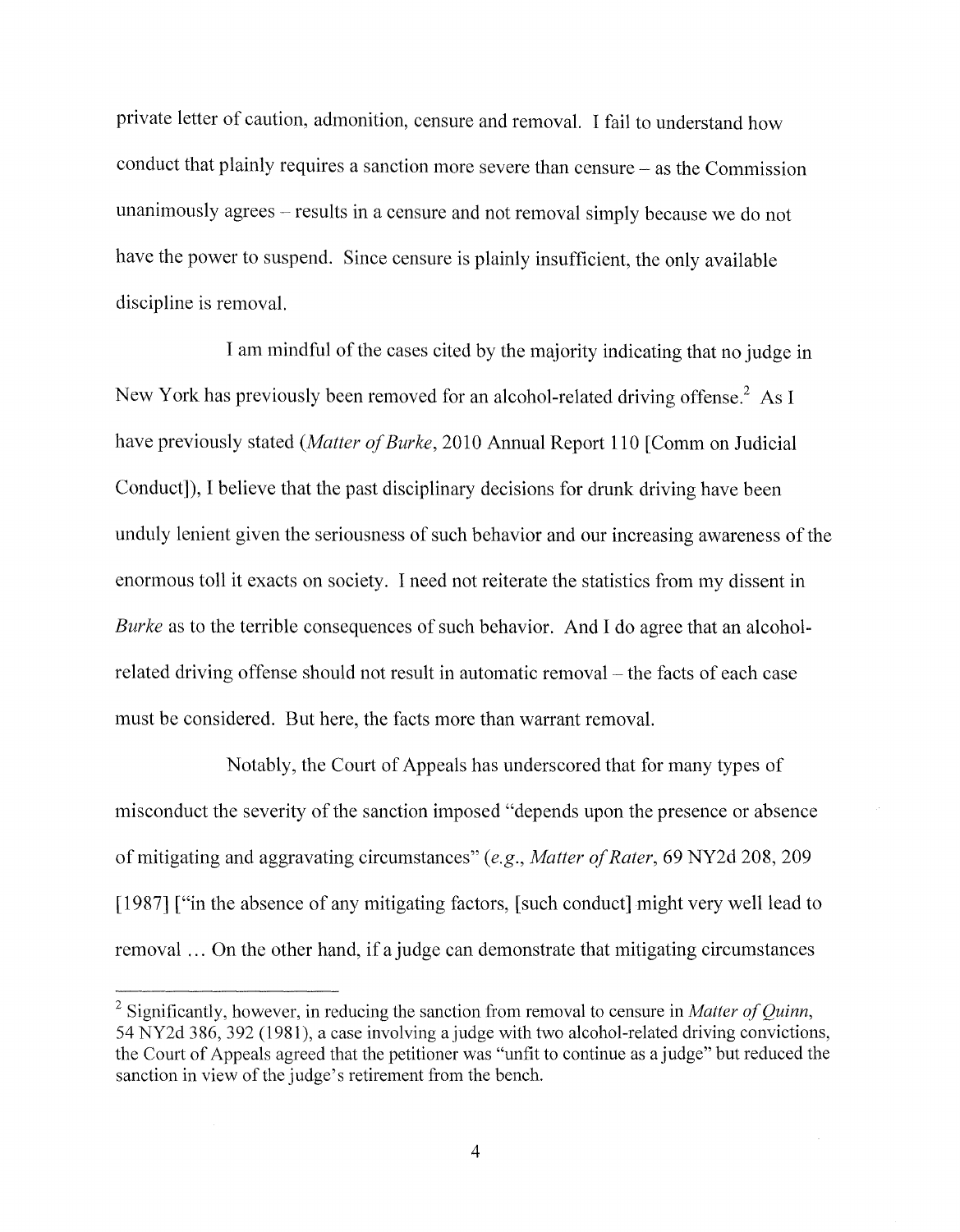private letter of caution, admonition, censure and removal. I fail to understand how conduct that plainly requires a sanction more severe than censure – as the Commission unanimously agrees – results in a censure and not removal simply because we do not have the power to suspend. Since censure is plainly insufficient, the only available discipline is removal.

I am mindful of the cases cited by the majority indicating that no judge in New York has previously been removed for an alcohol-related driving offense.[2] As I have previously stated (*Matter of Burke*, 2010 Annual Report 110 [Comm on Judicial Conduct]), I believe that the past disciplinary decisions for drunk driving have been unduly lenient given the seriousness of such behavior and our increasing awareness of the enormous toll it exacts on society. I need not reiterate the statistics from my dissent in *Burke* as to the terrible consequences of such behavior. And I do agree that an alcohol-related driving offense should not result in automatic removal – the facts of each case must be considered. But here, the facts more than warrant removal.

Notably, the Court of Appeals has underscored that for many types of misconduct the severity of the sanction imposed "depends upon the presence or absence of mitigating and aggravating circumstances" (*e.g.*, *Matter of Rater*, 69 NY2d 208, 209 [1987] ["in the absence of any mitigating factors, [such conduct] might very well lead to removal … On the other hand, if a judge can demonstrate that mitigating circumstances

---

[2] Significantly, however, in reducing the sanction from removal to censure in *Matter of Quinn*, 54 NY2d 386, 392 (1981), a case involving a judge with two alcohol-related driving convictions, the Court of Appeals agreed that the petitioner was "unfit to continue as a judge" but reduced the sanction in view of the judge's retirement from the bench.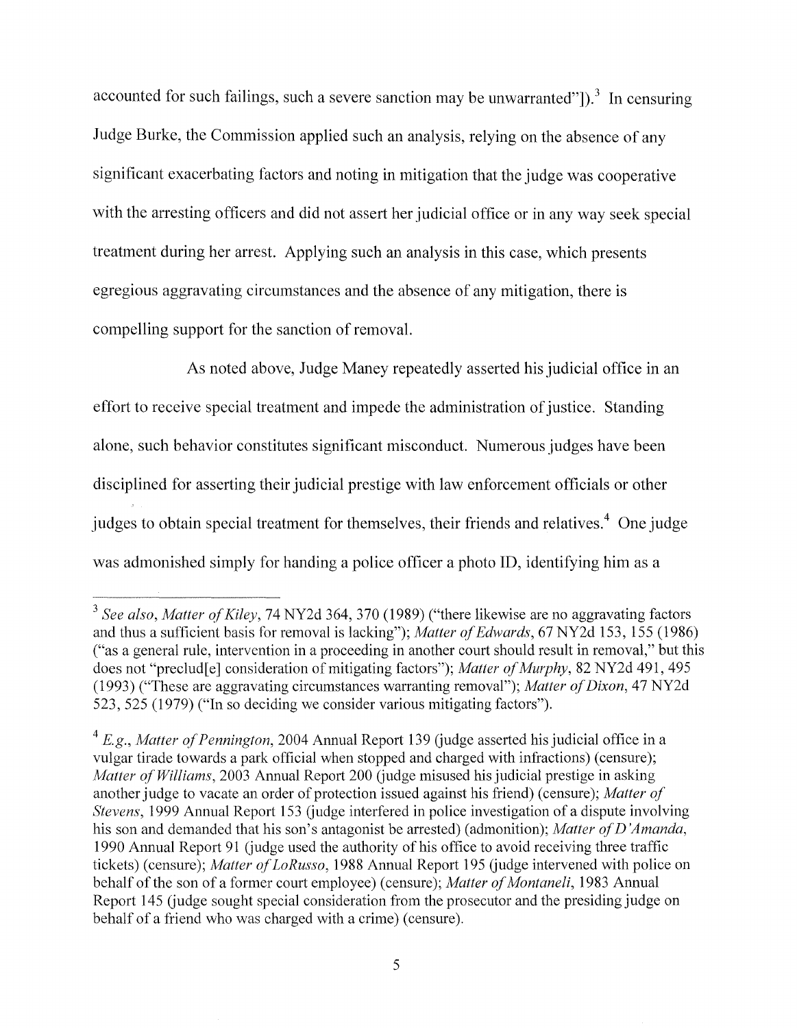accounted for such failings, such a severe sanction may be unwarranted"]).[3] In censuring Judge Burke, the Commission applied such an analysis, relying on the absence of any significant exacerbating factors and noting in mitigation that the judge was cooperative with the arresting officers and did not assert her judicial office or in any way seek special treatment during her arrest. Applying such an analysis in this case, which presents egregious aggravating circumstances and the absence of any mitigation, there is compelling support for the sanction of removal.

As noted above, Judge Maney repeatedly asserted his judicial office in an effort to receive special treatment and impede the administration of justice. Standing alone, such behavior constitutes significant misconduct. Numerous judges have been disciplined for asserting their judicial prestige with law enforcement officials or other judges to obtain special treatment for themselves, their friends and relatives.[4] One judge was admonished simply for handing a police officer a photo ID, identifying him as a

---

[3] *See also*, *Matter of Kiley*, 74 NY2d 364, 370 (1989) ("there likewise are no aggravating factors and thus a sufficient basis for removal is lacking"); *Matter of Edwards*, 67 NY2d 153, 155 (1986) ("as a general rule, intervention in a proceeding in another court should result in removal," but this does not "preclud[e] consideration of mitigating factors"); *Matter of Murphy*, 82 NY2d 491, 495 (1993) ("These are aggravating circumstances warranting removal"); *Matter of Dixon*, 47 NY2d 523, 525 (1979) ("In so deciding we consider various mitigating factors").

[4] *E.g.*, *Matter of Pennington*, 2004 Annual Report 139 (judge asserted his judicial office in a vulgar tirade towards a park official when stopped and charged with infractions) (censure); *Matter of Williams*, 2003 Annual Report 200 (judge misused his judicial prestige in asking another judge to vacate an order of protection issued against his friend) (censure); *Matter of Stevens*, 1999 Annual Report 153 (judge interfered in police investigation of a dispute involving his son and demanded that his son's antagonist be arrested) (admonition); *Matter of D'Amanda*, 1990 Annual Report 91 (judge used the authority of his office to avoid receiving three traffic tickets) (censure); *Matter of LoRusso*, 1988 Annual Report 195 (judge intervened with police on behalf of the son of a former court employee) (censure); *Matter of Montaneli*, 1983 Annual Report 145 (judge sought special consideration from the prosecutor and the presiding judge on behalf of a friend who was charged with a crime) (censure).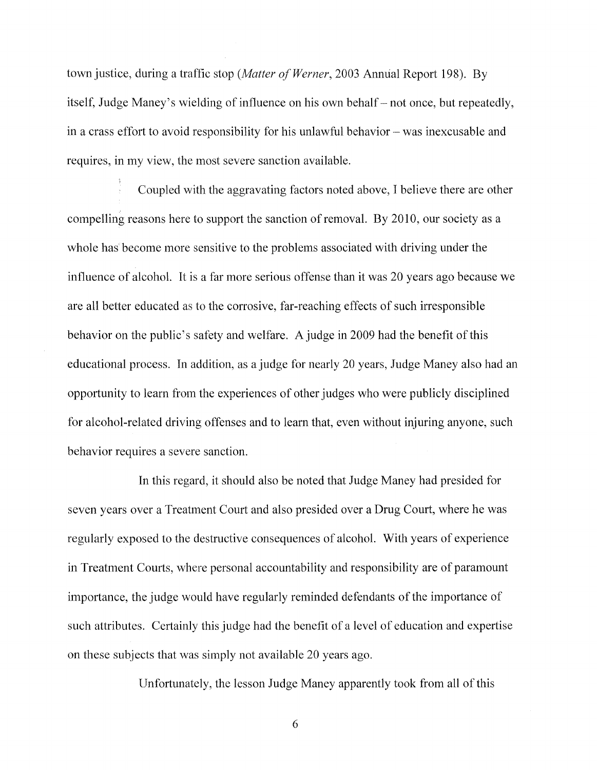town justice, during a traffic stop (*Matter of Werner*, 2003 Annual Report 198). By itself, Judge Maney's wielding of influence on his own behalf – not once, but repeatedly, in a crass effort to avoid responsibility for his unlawful behavior – was inexcusable and requires, in my view, the most severe sanction available.

Coupled with the aggravating factors noted above, I believe there are other compelling reasons here to support the sanction of removal. By 2010, our society as a whole has become more sensitive to the problems associated with driving under the influence of alcohol. It is a far more serious offense than it was 20 years ago because we are all better educated as to the corrosive, far-reaching effects of such irresponsible behavior on the public's safety and welfare. A judge in 2009 had the benefit of this educational process. In addition, as a judge for nearly 20 years, Judge Maney also had an opportunity to learn from the experiences of other judges who were publicly disciplined for alcohol-related driving offenses and to learn that, even without injuring anyone, such behavior requires a severe sanction.

In this regard, it should also be noted that Judge Maney had presided for seven years over a Treatment Court and also presided over a Drug Court, where he was regularly exposed to the destructive consequences of alcohol. With years of experience in Treatment Courts, where personal accountability and responsibility are of paramount importance, the judge would have regularly reminded defendants of the importance of such attributes. Certainly this judge had the benefit of a level of education and expertise on these subjects that was simply not available 20 years ago.

Unfortunately, the lesson Judge Maney apparently took from all of this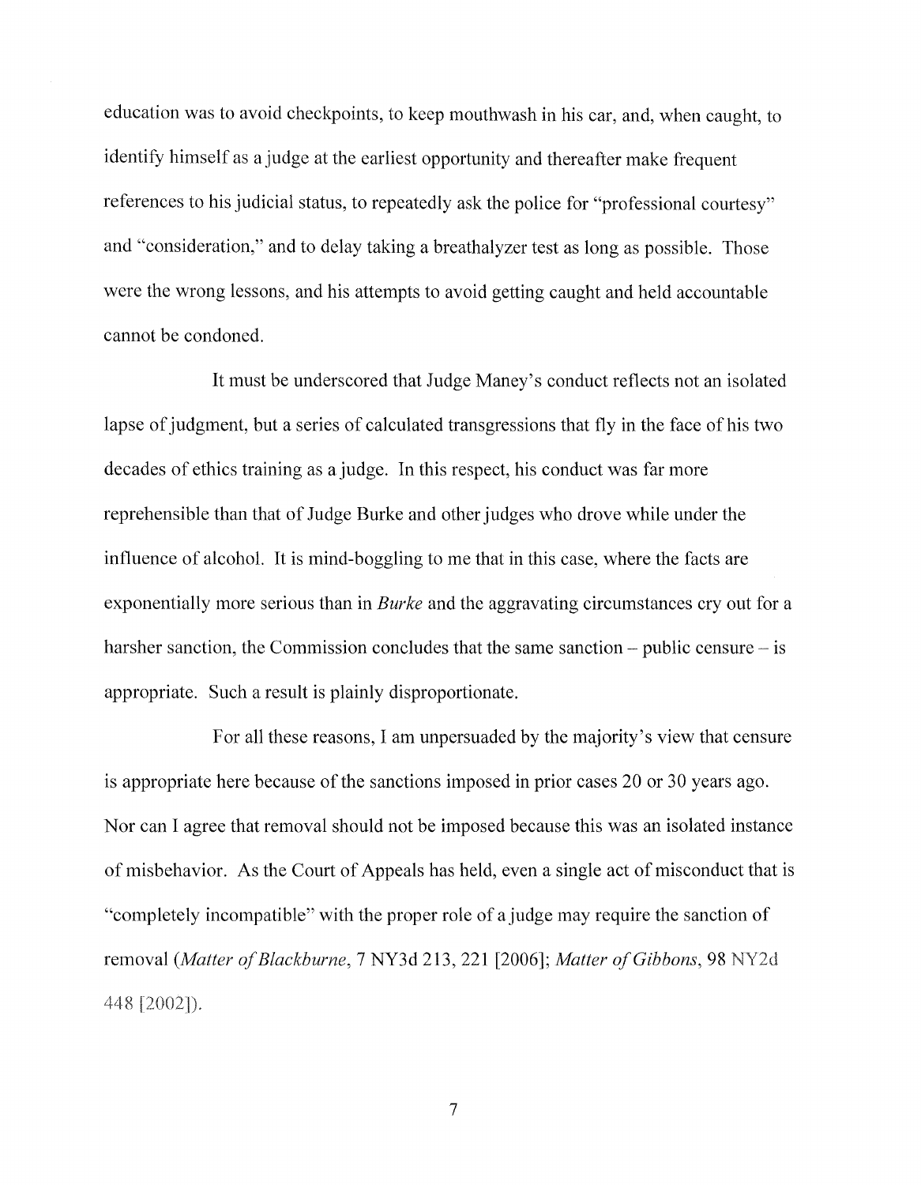education was to avoid checkpoints, to keep mouthwash in his car, and, when caught, to identify himself as a judge at the earliest opportunity and thereafter make frequent references to his judicial status, to repeatedly ask the police for "professional courtesy" and "consideration," and to delay taking a breathalyzer test as long as possible. Those were the wrong lessons, and his attempts to avoid getting caught and held accountable cannot be condoned.

It must be underscored that Judge Maney's conduct reflects not an isolated lapse of judgment, but a series of calculated transgressions that fly in the face of his two decades of ethics training as a judge. In this respect, his conduct was far more reprehensible than that of Judge Burke and other judges who drove while under the influence of alcohol. It is mind-boggling to me that in this case, where the facts are exponentially more serious than in *Burke* and the aggravating circumstances cry out for a harsher sanction, the Commission concludes that the same sanction – public censure – is appropriate. Such a result is plainly disproportionate.

For all these reasons, I am unpersuaded by the majority's view that censure is appropriate here because of the sanctions imposed in prior cases 20 or 30 years ago. Nor can I agree that removal should not be imposed because this was an isolated instance of misbehavior. As the Court of Appeals has held, even a single act of misconduct that is "completely incompatible" with the proper role of a judge may require the sanction of removal (*Matter of Blackburne*, 7 NY3d 213, 221 [2006]; *Matter of Gibbons*, 98 NY2d 448 [2002]).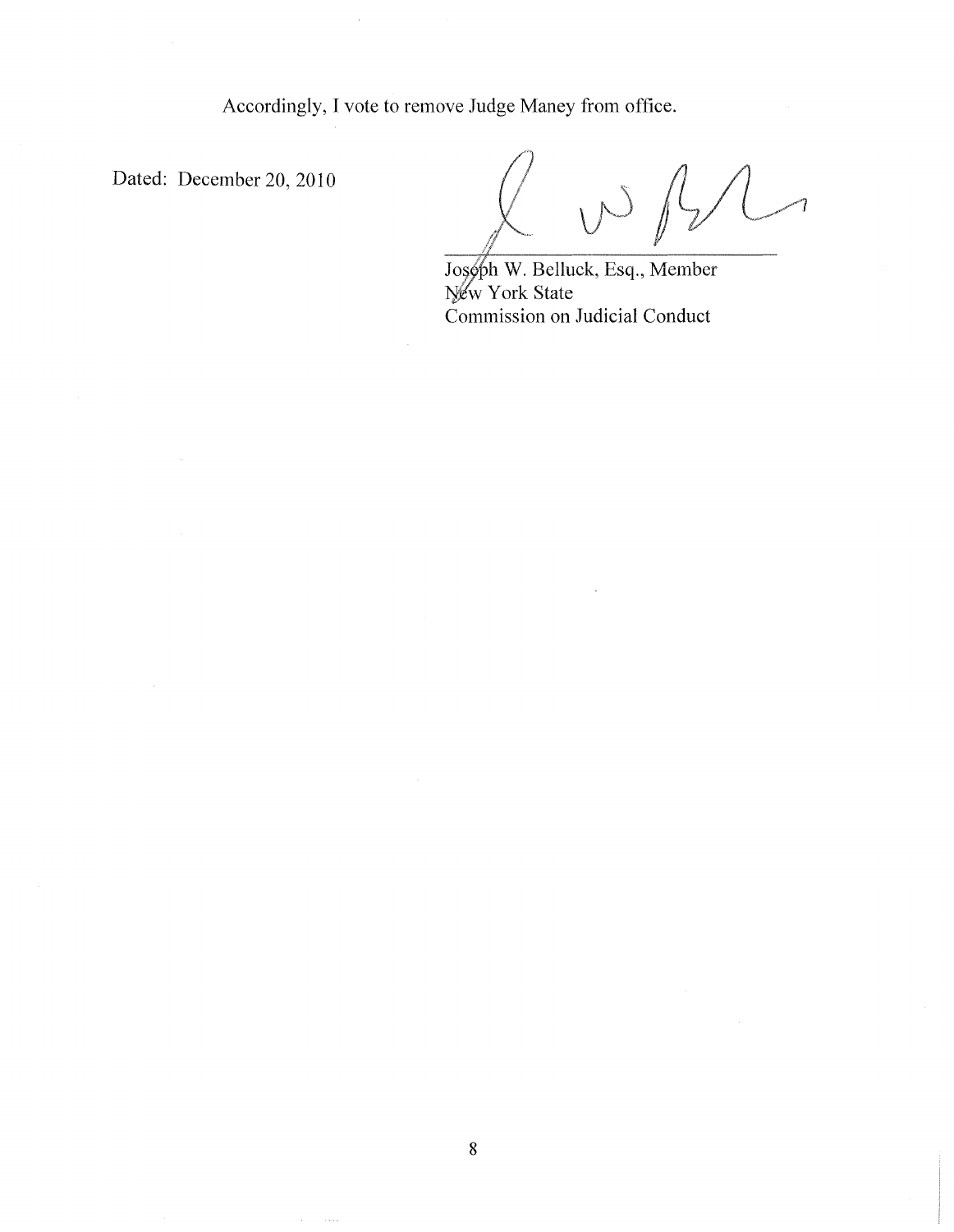Accordingly, I vote to remove Judge Maney from office.

Dated: December 20, 2010

Joseph W. Belluck, Esq., Member
New York State
Commission on Judicial Conduct